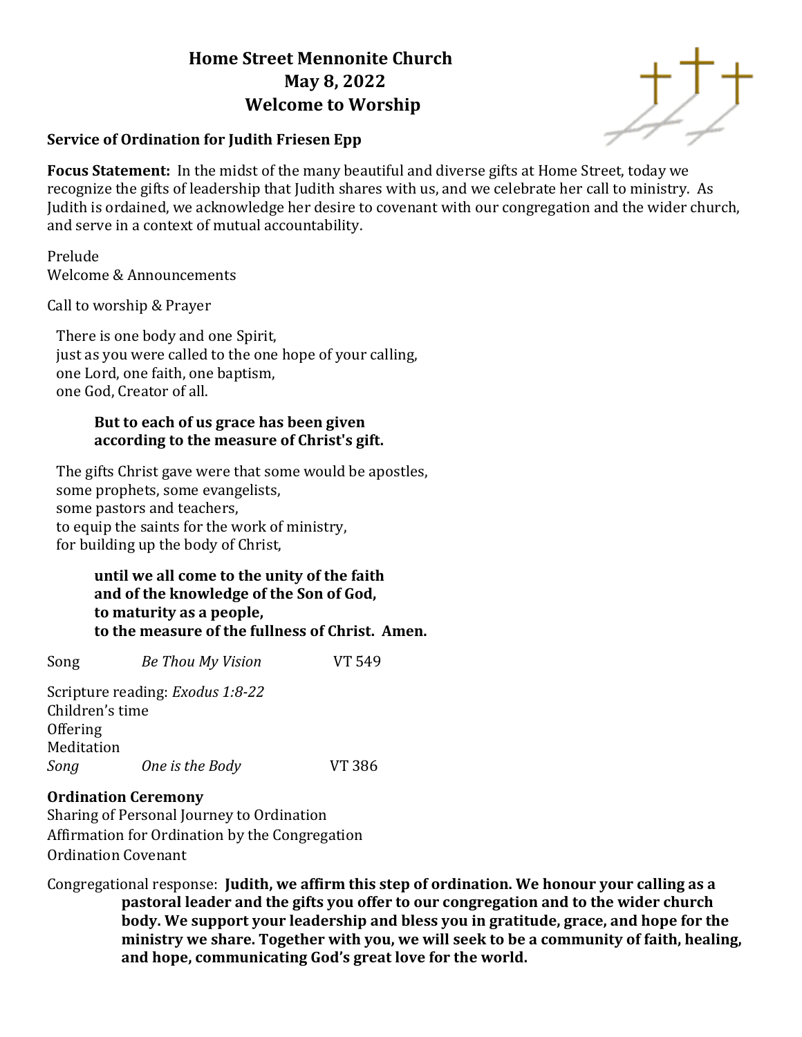# Home Street Mennonite Church
# May 8, 2022
# Welcome to Worship

**Service of Ordination for Judith Friesen Epp**

**Focus Statement:** In the midst of the many beautiful and diverse gifts at Home Street, today we recognize the gifts of leadership that Judith shares with us, and we celebrate her call to ministry. As Judith is ordained, we acknowledge her desire to covenant with our congregation and the wider church, and serve in a context of mutual accountability.

Prelude
Welcome & Announcements

Call to worship & Prayer

There is one body and one Spirit,
just as you were called to the one hope of your calling,
one Lord, one faith, one baptism,
one God, Creator of all.

> **But to each of us grace has been given**
> **according to the measure of Christ's gift.**

The gifts Christ gave were that some would be apostles,
some prophets, some evangelists,
some pastors and teachers,
to equip the saints for the work of ministry,
for building up the body of Christ,

> **until we all come to the unity of the faith**
> **and of the knowledge of the Son of God,**
> **to maturity as a people,**
> **to the measure of the fullness of Christ. Amen.**

Song *Be Thou My Vision* VT 549

Scripture reading: *Exodus 1:8-22*
Children's time
Offering
Meditation
*Song* *One is the Body* VT 386

**Ordination Ceremony**
Sharing of Personal Journey to Ordination
Affirmation for Ordination by the Congregation
Ordination Covenant

Congregational response: **Judith, we affirm this step of ordination. We honour your calling as a pastoral leader and the gifts you offer to our congregation and to the wider church body. We support your leadership and bless you in gratitude, grace, and hope for the ministry we share. Together with you, we will seek to be a community of faith, healing, and hope, communicating God's great love for the world.**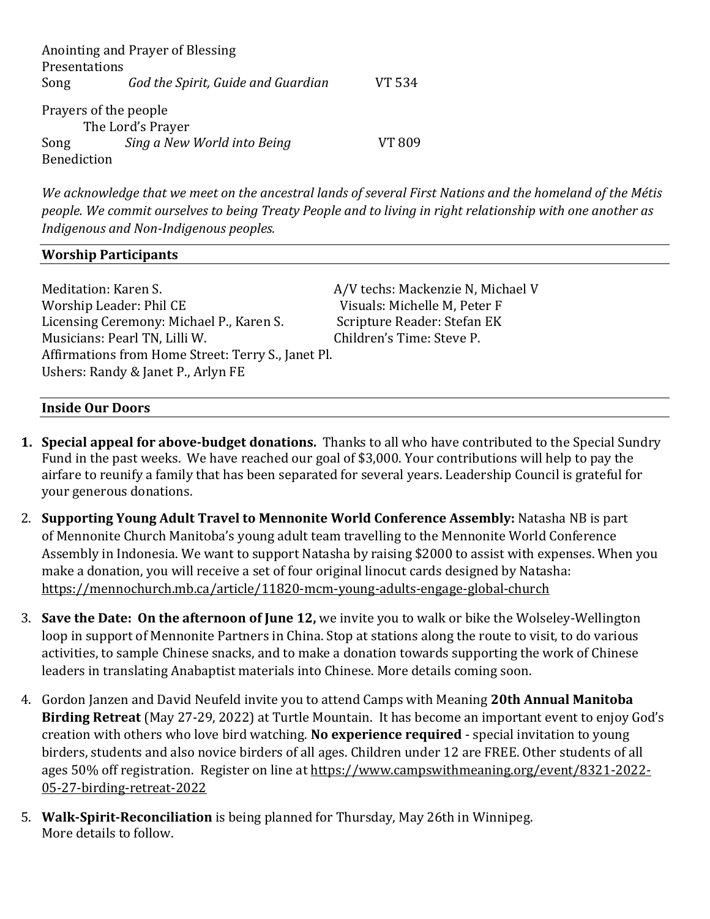Anointing and Prayer of Blessing
Presentations

| | | |
|---|---|---|
| Song | *God the Spirit, Guide and Guardian* | VT 534 |

Prayers of the people
The Lord's Prayer

| | | |
|---|---|---|
| Song | *Sing a New World into Being* | VT 809 |

Benediction

*We acknowledge that we meet on the ancestral lands of several First Nations and the homeland of the Métis people. We commit ourselves to being Treaty People and to living in right relationship with one another as Indigenous and Non-Indigenous peoples.*

## Worship Participants

Meditation: Karen S.
Worship Leader: Phil CE
Licensing Ceremony: Michael P., Karen S.
Musicians: Pearl TN, Lilli W.
Affirmations from Home Street: Terry S., Janet Pl.
Ushers: Randy & Janet P., Arlyn FE
A/V techs: Mackenzie N, Michael V
Visuals: Michelle M, Peter F
Scripture Reader: Stefan EK
Children's Time: Steve P.

## Inside Our Doors

1. **Special appeal for above-budget donations.** Thanks to all who have contributed to the Special Sundry Fund in the past weeks. We have reached our goal of $3,000. Your contributions will help to pay the airfare to reunify a family that has been separated for several years. Leadership Council is grateful for your generous donations.
2. **Supporting Young Adult Travel to Mennonite World Conference Assembly:** Natasha NB is part of Mennonite Church Manitoba's young adult team travelling to the Mennonite World Conference Assembly in Indonesia. We want to support Natasha by raising $2000 to assist with expenses. When you make a donation, you will receive a set of four original linocut cards designed by Natasha: https://mennochurch.mb.ca/article/11820-mcm-young-adults-engage-global-church
3. **Save the Date: On the afternoon of June 12,** we invite you to walk or bike the Wolseley-Wellington loop in support of Mennonite Partners in China. Stop at stations along the route to visit, to do various activities, to sample Chinese snacks, and to make a donation towards supporting the work of Chinese leaders in translating Anabaptist materials into Chinese. More details coming soon.
4. Gordon Janzen and David Neufeld invite you to attend Camps with Meaning **20th Annual Manitoba Birding Retreat** (May 27-29, 2022) at Turtle Mountain. It has become an important event to enjoy God's creation with others who love bird watching. **No experience required** - special invitation to young birders, students and also novice birders of all ages. Children under 12 are FREE. Other students of all ages 50% off registration. Register on line at https://www.campswithmeaning.org/event/8321-2022-05-27-birding-retreat-2022
5. **Walk-Spirit-Reconciliation** is being planned for Thursday, May 26th in Winnipeg. More details to follow.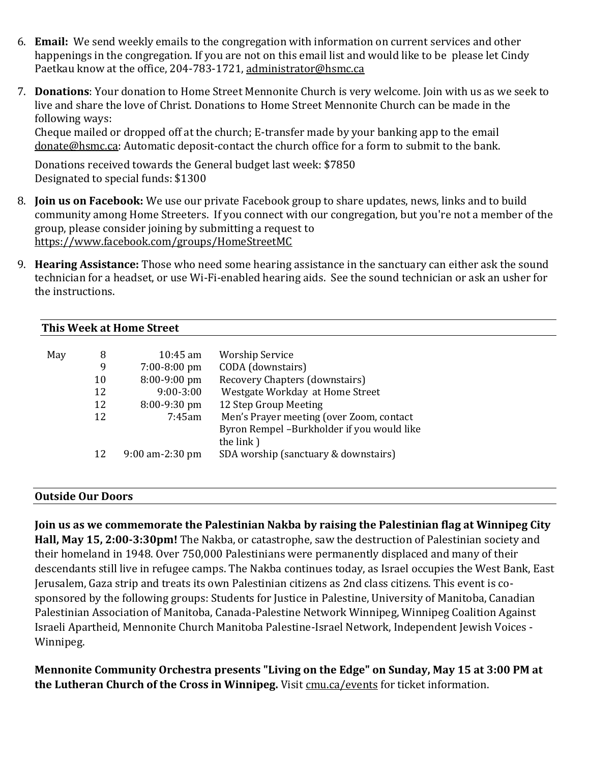6. **Email:** We send weekly emails to the congregation with information on current services and other happenings in the congregation. If you are not on this email list and would like to be please let Cindy Paetkau know at the office, 204-783-1721, administrator@hsmc.ca

7. **Donations**: Your donation to Home Street Mennonite Church is very welcome. Join with us as we seek to live and share the love of Christ. Donations to Home Street Mennonite Church can be made in the following ways:
   Cheque mailed or dropped off at the church; E-transfer made by your banking app to the email donate@hsmc.ca: Automatic deposit-contact the church office for a form to submit to the bank.

   Donations received towards the General budget last week: $7850
   Designated to special funds: $1300

8. **Join us on Facebook:** We use our private Facebook group to share updates, news, links and to build community among Home Streeters. If you connect with our congregation, but you're not a member of the group, please consider joining by submitting a request to https://www.facebook.com/groups/HomeStreetMC

9. **Hearing Assistance:** Those who need some hearing assistance in the sanctuary can either ask the sound technician for a headset, or use Wi-Fi-enabled hearing aids. See the sound technician or ask an usher for the instructions.

## This Week at Home Street

| | | | |
|---|---|---|---|
| May | 8 | 10:45 am | Worship Service |
| | 9 | 7:00-8:00 pm | CODA (downstairs) |
| | 10 | 8:00-9:00 pm | Recovery Chapters (downstairs) |
| | 12 | 9:00-3:00 | Westgate Workday at Home Street |
| | 12 | 8:00-9:30 pm | 12 Step Group Meeting |
| | 12 | 7:45am | Men's Prayer meeting (over Zoom, contact Byron Rempel –Burkholder if you would like the link ) |
| | 12 | 9:00 am-2:30 pm | SDA worship (sanctuary & downstairs) |

## Outside Our Doors

**Join us as we commemorate the Palestinian Nakba by raising the Palestinian flag at Winnipeg City Hall, May 15, 2:00-3:30pm!** The Nakba, or catastrophe, saw the destruction of Palestinian society and their homeland in 1948. Over 750,000 Palestinians were permanently displaced and many of their descendants still live in refugee camps. The Nakba continues today, as Israel occupies the West Bank, East Jerusalem, Gaza strip and treats its own Palestinian citizens as 2nd class citizens. This event is co-sponsored by the following groups: Students for Justice in Palestine, University of Manitoba, Canadian Palestinian Association of Manitoba, Canada-Palestine Network Winnipeg, Winnipeg Coalition Against Israeli Apartheid, Mennonite Church Manitoba Palestine-Israel Network, Independent Jewish Voices - Winnipeg.

**Mennonite Community Orchestra presents "Living on the Edge" on Sunday, May 15 at 3:00 PM at the Lutheran Church of the Cross in Winnipeg.** Visit cmu.ca/events for ticket information.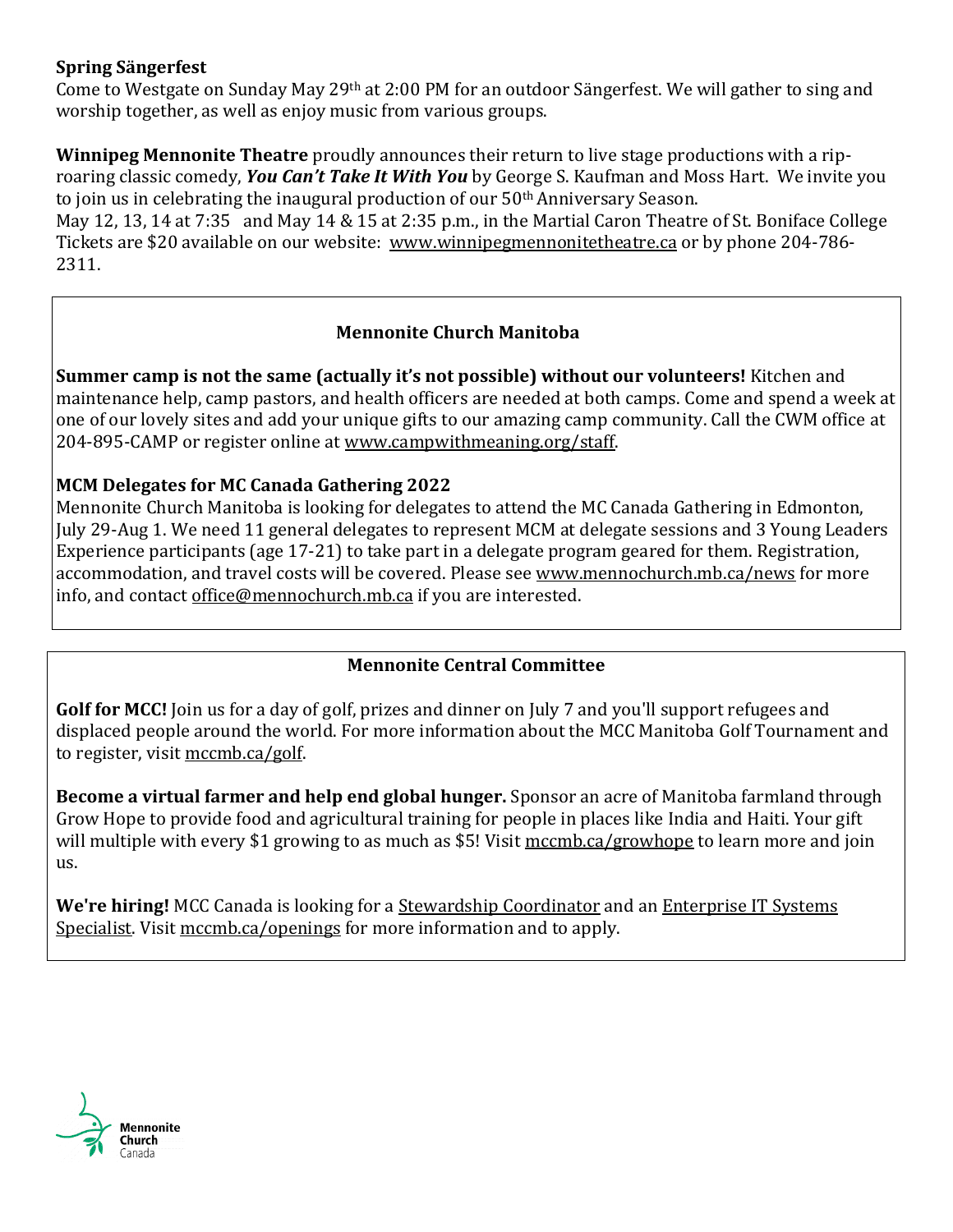**Spring Sängerfest**

Come to Westgate on Sunday May 29th at 2:00 PM for an outdoor Sängerfest. We will gather to sing and worship together, as well as enjoy music from various groups.

**Winnipeg Mennonite Theatre** proudly announces their return to live stage productions with a rip-roaring classic comedy, ***You Can't Take It With You*** by George S. Kaufman and Moss Hart. We invite you to join us in celebrating the inaugural production of our 50th Anniversary Season.
May 12, 13, 14 at 7:35 and May 14 & 15 at 2:35 p.m., in the Martial Caron Theatre of St. Boniface College Tickets are $20 available on our website: www.winnipegmennonitetheatre.ca or by phone 204-786-2311.

## Mennonite Church Manitoba

**Summer camp is not the same (actually it's not possible) without our volunteers!** Kitchen and maintenance help, camp pastors, and health officers are needed at both camps. Come and spend a week at one of our lovely sites and add your unique gifts to our amazing camp community. Call the CWM office at 204-895-CAMP or register online at www.campwithmeaning.org/staff.

**MCM Delegates for MC Canada Gathering 2022**

Mennonite Church Manitoba is looking for delegates to attend the MC Canada Gathering in Edmonton, July 29-Aug 1. We need 11 general delegates to represent MCM at delegate sessions and 3 Young Leaders Experience participants (age 17-21) to take part in a delegate program geared for them. Registration, accommodation, and travel costs will be covered. Please see www.mennochurch.mb.ca/news for more info, and contact office@mennochurch.mb.ca if you are interested.

## Mennonite Central Committee

**Golf for MCC!** Join us for a day of golf, prizes and dinner on July 7 and you'll support refugees and displaced people around the world. For more information about the MCC Manitoba Golf Tournament and to register, visit mccmb.ca/golf.

**Become a virtual farmer and help end global hunger.** Sponsor an acre of Manitoba farmland through Grow Hope to provide food and agricultural training for people in places like India and Haiti. Your gift will multiple with every $1 growing to as much as $5! Visit mccmb.ca/growhope to learn more and join us.

**We're hiring!** MCC Canada is looking for a Stewardship Coordinator and an Enterprise IT Systems Specialist. Visit mccmb.ca/openings for more information and to apply.

Mennonite Church Canada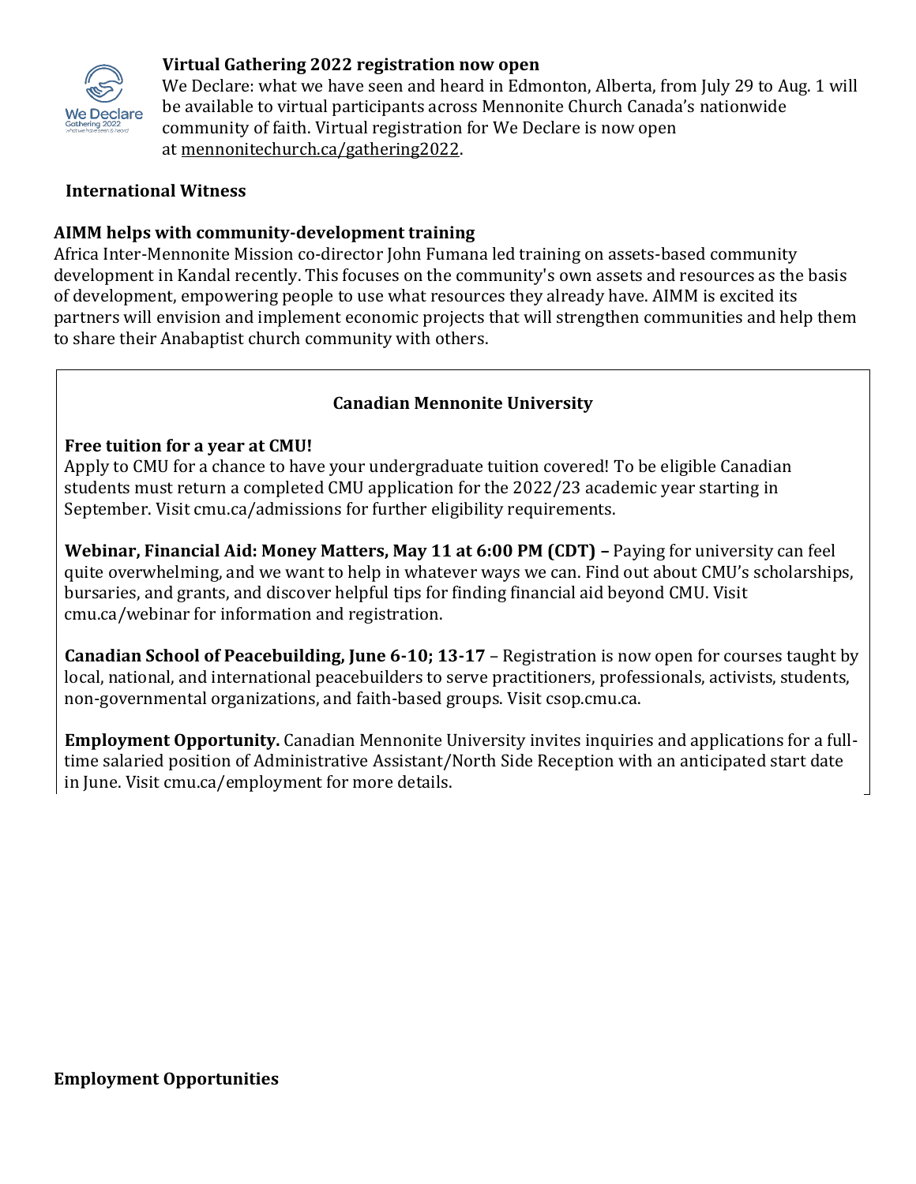**Virtual Gathering 2022 registration now open**

We Declare: what we have seen and heard in Edmonton, Alberta, from July 29 to Aug. 1 will be available to virtual participants across Mennonite Church Canada's nationwide community of faith. Virtual registration for We Declare is now open at mennonitechurch.ca/gathering2022.

**International Witness**

**AIMM helps with community-development training**

Africa Inter-Mennonite Mission co-director John Fumana led training on assets-based community development in Kandal recently. This focuses on the community's own assets and resources as the basis of development, empowering people to use what resources they already have. AIMM is excited its partners will envision and implement economic projects that will strengthen communities and help them to share their Anabaptist church community with others.

**Canadian Mennonite University**

**Free tuition for a year at CMU!**

Apply to CMU for a chance to have your undergraduate tuition covered! To be eligible Canadian students must return a completed CMU application for the 2022/23 academic year starting in September. Visit cmu.ca/admissions for further eligibility requirements.

**Webinar, Financial Aid: Money Matters, May 11 at 6:00 PM (CDT) –** Paying for university can feel quite overwhelming, and we want to help in whatever ways we can. Find out about CMU's scholarships, bursaries, and grants, and discover helpful tips for finding financial aid beyond CMU. Visit cmu.ca/webinar for information and registration.

**Canadian School of Peacebuilding, June 6-10; 13-17** – Registration is now open for courses taught by local, national, and international peacebuilders to serve practitioners, professionals, activists, students, non-governmental organizations, and faith-based groups. Visit csop.cmu.ca.

**Employment Opportunity.** Canadian Mennonite University invites inquiries and applications for a full-time salaried position of Administrative Assistant/North Side Reception with an anticipated start date in June. Visit cmu.ca/employment for more details.

**Employment Opportunities**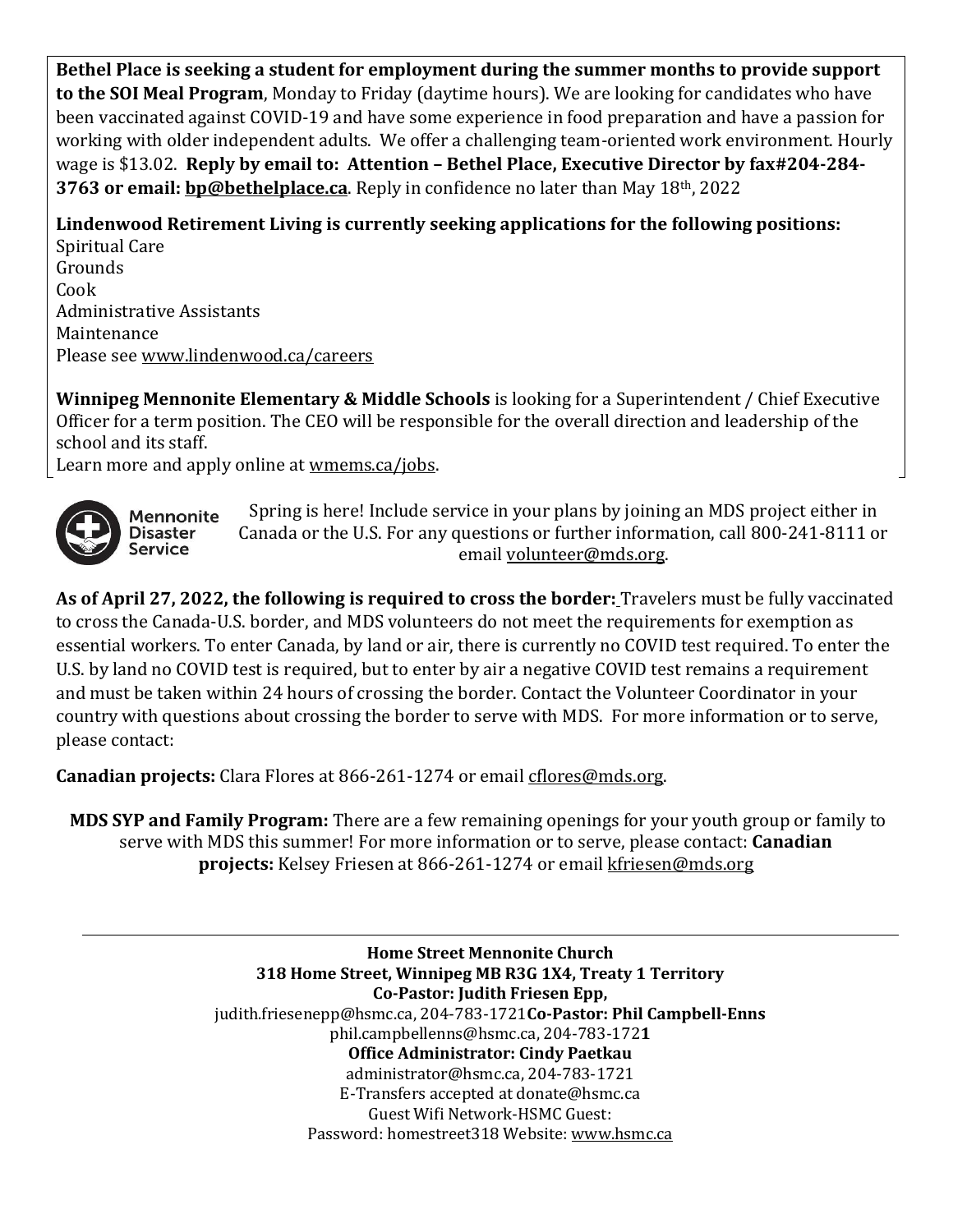**Bethel Place is seeking a student for employment during the summer months to provide support to the SOI Meal Program**, Monday to Friday (daytime hours). We are looking for candidates who have been vaccinated against COVID-19 and have some experience in food preparation and have a passion for working with older independent adults. We offer a challenging team-oriented work environment. Hourly wage is $13.02. **Reply by email to: Attention – Bethel Place, Executive Director by fax#204-284-3763 or email: bp@bethelplace.ca**. Reply in confidence no later than May 18th, 2022

**Lindenwood Retirement Living is currently seeking applications for the following positions:**
Spiritual Care
Grounds
Cook
Administrative Assistants
Maintenance
Please see www.lindenwood.ca/careers

**Winnipeg Mennonite Elementary & Middle Schools** is looking for a Superintendent / Chief Executive Officer for a term position. The CEO will be responsible for the overall direction and leadership of the school and its staff.
Learn more and apply online at wmems.ca/jobs.

Mennonite Disaster Service

Spring is here! Include service in your plans by joining an MDS project either in Canada or the U.S. For any questions or further information, call 800-241-8111 or email volunteer@mds.org.

**As of April 27, 2022, the following is required to cross the border:** Travelers must be fully vaccinated to cross the Canada-U.S. border, and MDS volunteers do not meet the requirements for exemption as essential workers. To enter Canada, by land or air, there is currently no COVID test required. To enter the U.S. by land no COVID test is required, but to enter by air a negative COVID test remains a requirement and must be taken within 24 hours of crossing the border. Contact the Volunteer Coordinator in your country with questions about crossing the border to serve with MDS. For more information or to serve, please contact:

**Canadian projects:** Clara Flores at 866-261-1274 or email cflores@mds.org.

**MDS SYP and Family Program:** There are a few remaining openings for your youth group or family to serve with MDS this summer! For more information or to serve, please contact: **Canadian projects:** Kelsey Friesen at 866-261-1274 or email kfriesen@mds.org

---

**Home Street Mennonite Church**
**318 Home Street, Winnipeg MB R3G 1X4, Treaty 1 Territory**
**Co-Pastor: Judith Friesen Epp,**
judith.friesenepp@hsmc.ca, 204-783-1721 **Co-Pastor: Phil Campbell-Enns**
phil.campbellenns@hsmc.ca, 204-783-1721
**Office Administrator: Cindy Paetkau**
administrator@hsmc.ca, 204-783-1721
E-Transfers accepted at donate@hsmc.ca
Guest Wifi Network-HSMC Guest:
Password: homestreet318 Website: www.hsmc.ca